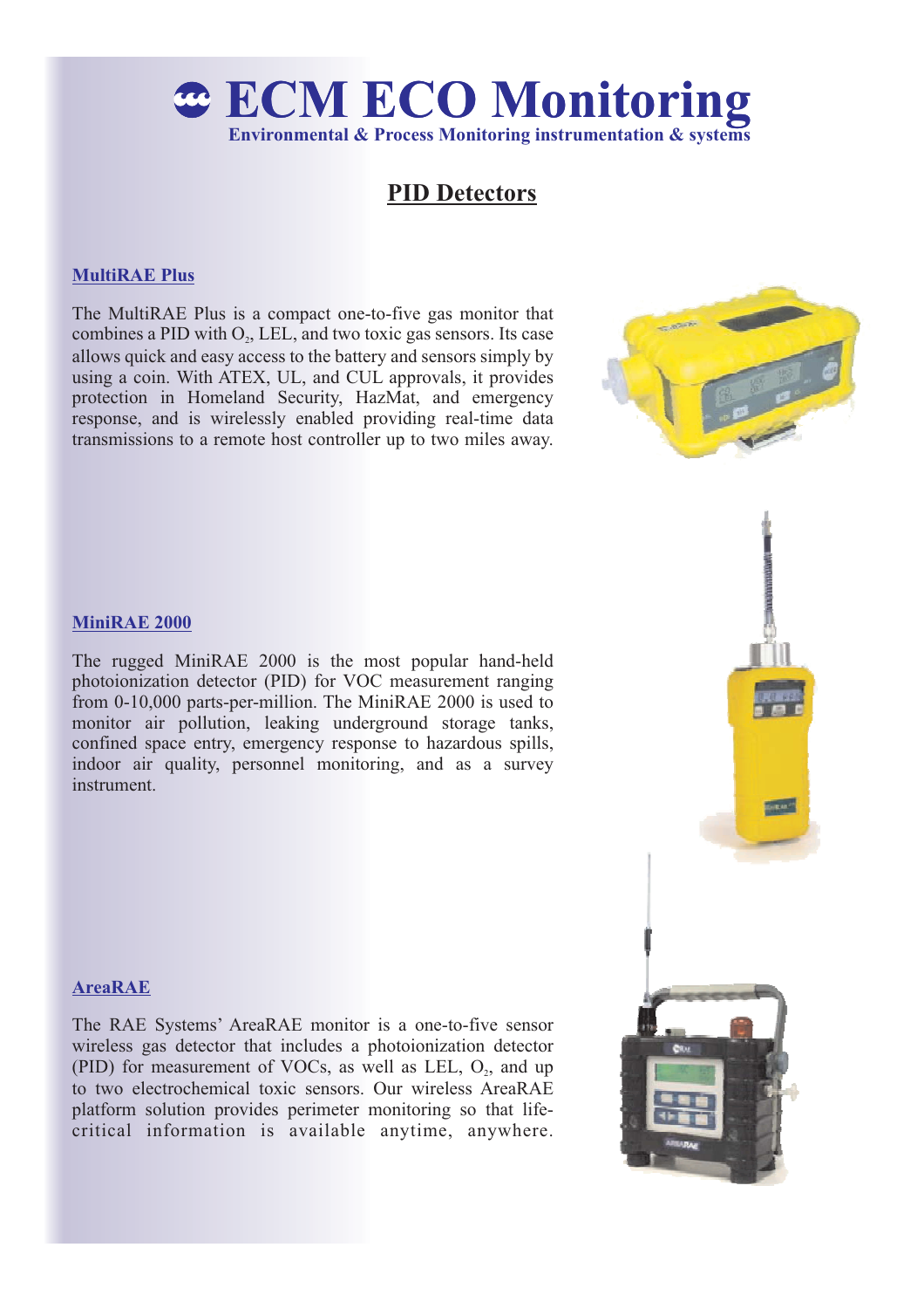# ECM ECO Monitoring

Environmental & Process Monitoring instrumentation & systems

## PID Detectors

### MultiRAE Plus

The MultiRAE Plus is a compact one-to-five gas monitor that combines a PID with $O_2$, LEL, and two toxic gas sensors. Its case allows quick and easy access to the battery and sensors simply by using a coin. With ATEX, UL, and CUL approvals, it provides protection in Homeland Security, HazMat, and emergency response, and is wirelessly enabled providing real-time data transmissions to a remote host controller up to two miles away.

### MiniRAE 2000

The rugged MiniRAE 2000 is the most popular hand-held photoionization detector (PID) for VOC measurement ranging from 0-10,000 parts-per-million. The MiniRAE 2000 is used to monitor air pollution, leaking underground storage tanks, confined space entry, emergency response to hazardous spills, indoor air quality, personnel monitoring, and as a survey instrument.

### AreaRAE

The RAE Systems' AreaRAE monitor is a one-to-five sensor wireless gas detector that includes a photoionization detector (PID) for measurement of VOCs, as well as LEL, $O_2$, and up to two electrochemical toxic sensors. Our wireless AreaRAE platform solution provides perimeter monitoring so that life-critical information is available anytime, anywhere.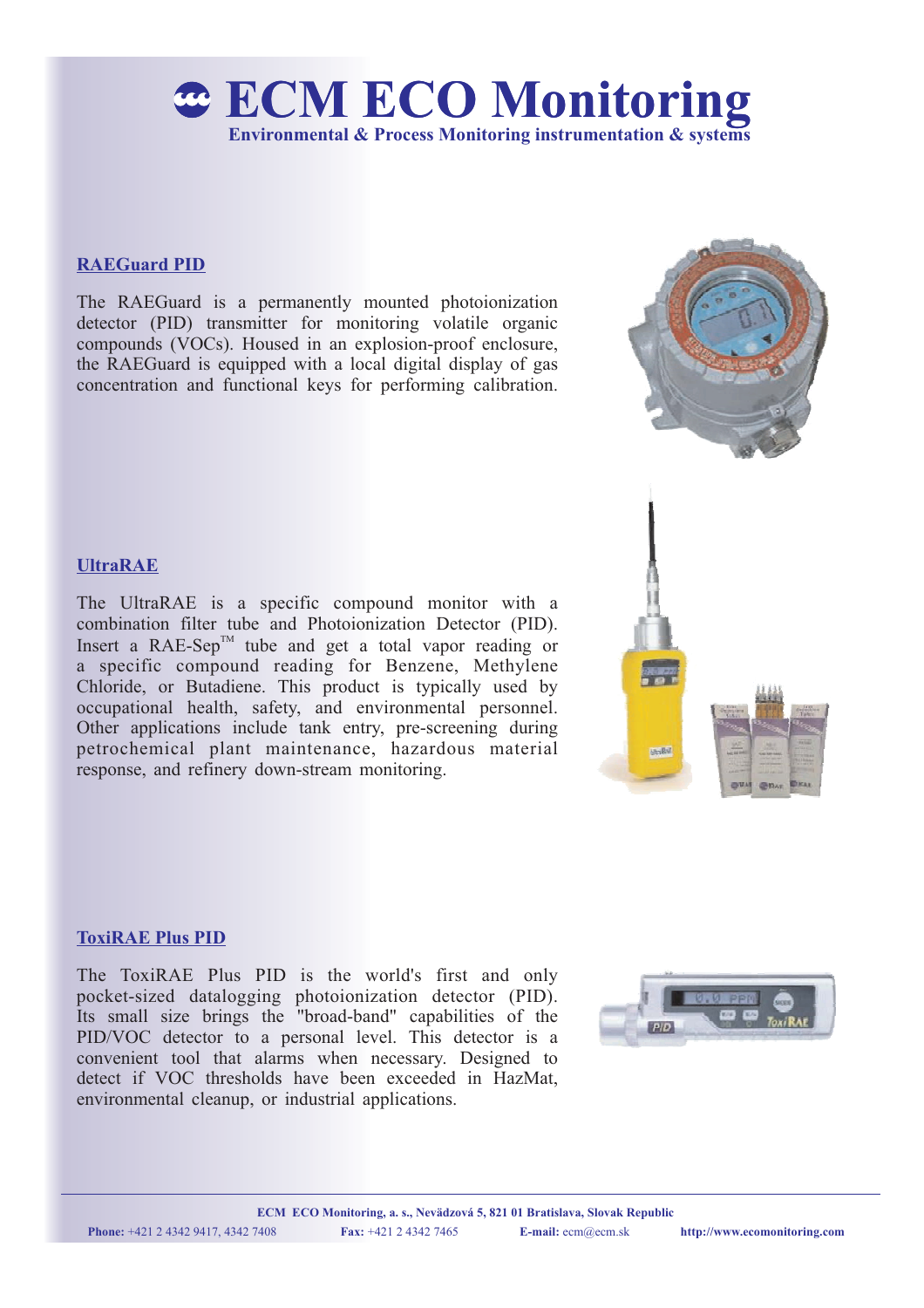# ECM ECO Monitoring

**Environmental & Process Monitoring instrumentation & systems**

## RAEGuard PID

The RAEGuard is a permanently mounted photoionization detector (PID) transmitter for monitoring volatile organic compounds (VOCs). Housed in an explosion-proof enclosure, the RAEGuard is equipped with a local digital display of gas concentration and functional keys for performing calibration.

## UltraRAE

The UltraRAE is a specific compound monitor with a combination filter tube and Photoionization Detector (PID). Insert a RAE-Sep™ tube and get a total vapor reading or a specific compound reading for Benzene, Methylene Chloride, or Butadiene. This product is typically used by occupational health, safety, and environmental personnel. Other applications include tank entry, pre-screening during petrochemical plant maintenance, hazardous material response, and refinery down-stream monitoring.

## ToxiRAE Plus PID

The ToxiRAE Plus PID is the world's first and only pocket-sized datalogging photoionization detector (PID). Its small size brings the "broad-band" capabilities of the PID/VOC detector to a personal level. This detector is a convenient tool that alarms when necessary. Designed to detect if VOC thresholds have been exceeded in HazMat, environmental cleanup, or industrial applications.

**ECM ECO Monitoring, a. s., Nevädzová 5, 821 01 Bratislava, Slovak Republic**

**Phone:** +421 2 4342 9417, 4342 7408 **Fax:** +421 2 4342 7465 **E-mail:** ecm@ecm.sk **http://www.ecomonitoring.com**